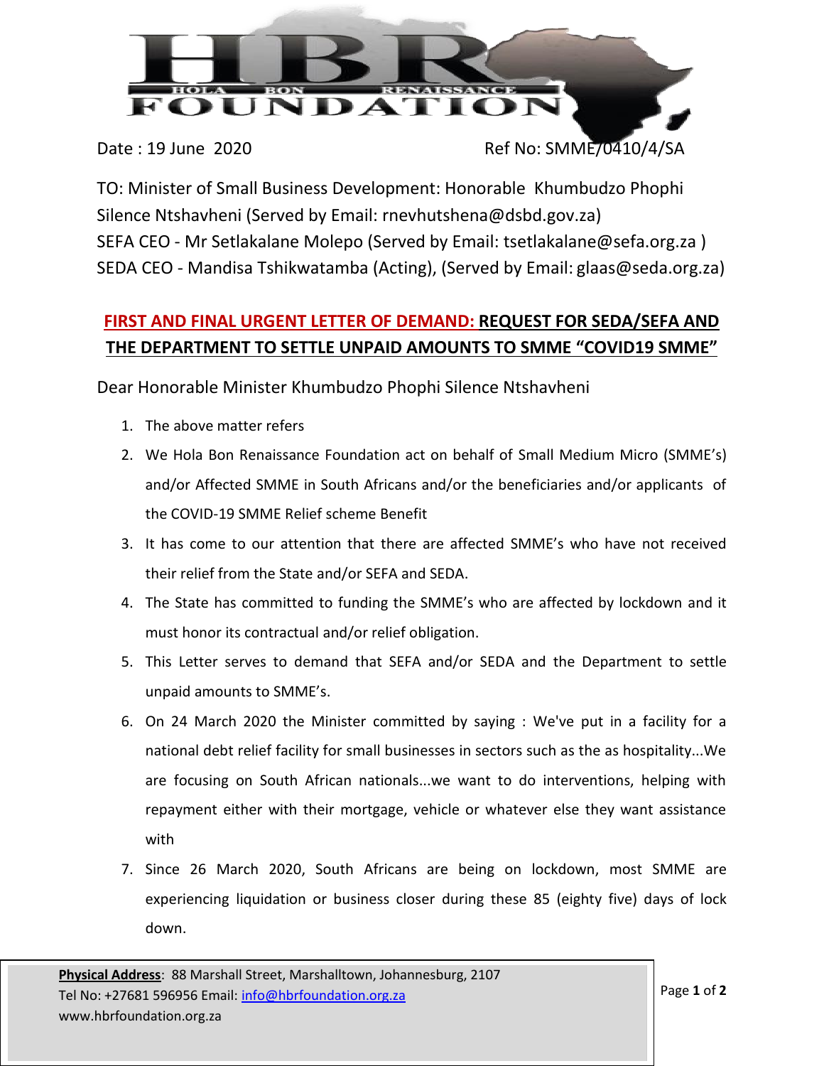HOLA BON RENAISSANCE FOUNDATION

Date : 19 June 2020 Ref No: SMME/0410/4/SA

TO: Minister of Small Business Development: Honorable Khumbudzo Phophi Silence Ntshavheni (Served by Email: rnevhutshena@dsbd.gov.za)
SEFA CEO - Mr Setlakalane Molepo (Served by Email: tsetlakalane@sefa.org.za )
SEDA CEO - Mandisa Tshikwatamba (Acting), (Served by Email: glaas@seda.org.za)

## FIRST AND FINAL URGENT LETTER OF DEMAND: REQUEST FOR SEDA/SEFA AND THE DEPARTMENT TO SETTLE UNPAID AMOUNTS TO SMME "COVID19 SMME"

Dear Honorable Minister Khumbudzo Phophi Silence Ntshavheni

1. The above matter refers
2. We Hola Bon Renaissance Foundation act on behalf of Small Medium Micro (SMME's) and/or Affected SMME in South Africans and/or the beneficiaries and/or applicants of the COVID-19 SMME Relief scheme Benefit
3. It has come to our attention that there are affected SMME's who have not received their relief from the State and/or SEFA and SEDA.
4. The State has committed to funding the SMME's who are affected by lockdown and it must honor its contractual and/or relief obligation.
5. This Letter serves to demand that SEFA and/or SEDA and the Department to settle unpaid amounts to SMME's.
6. On 24 March 2020 the Minister committed by saying : We've put in a facility for a national debt relief facility for small businesses in sectors such as the as hospitality...We are focusing on South African nationals...we want to do interventions, helping with repayment either with their mortgage, vehicle or whatever else they want assistance with
7. Since 26 March 2020, South Africans are being on lockdown, most SMME are experiencing liquidation or business closer during these 85 (eighty five) days of lock down.

**Physical Address**: 88 Marshall Street, Marshalltown, Johannesburg, 2107
Tel No: +27681 596956 Email: info@hbrfoundation.org.za
www.hbrfoundation.org.za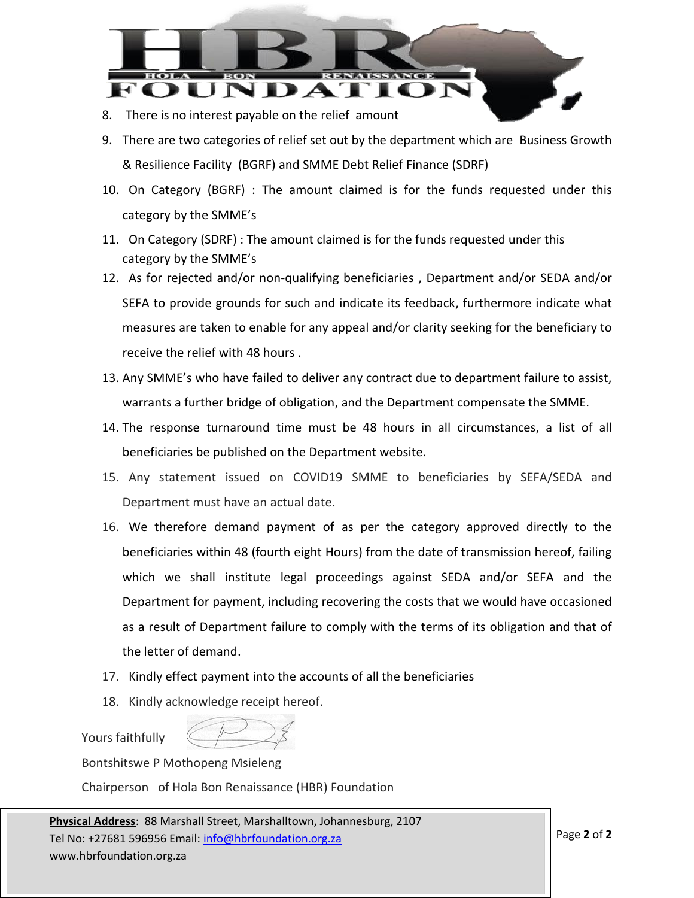8. There is no interest payable on the relief amount
9. There are two categories of relief set out by the department which are Business Growth & Resilience Facility (BGRF) and SMME Debt Relief Finance (SDRF)
10. On Category (BGRF) : The amount claimed is for the funds requested under this category by the SMME's
11. On Category (SDRF) : The amount claimed is for the funds requested under this category by the SMME's
12. As for rejected and/or non-qualifying beneficiaries , Department and/or SEDA and/or SEFA to provide grounds for such and indicate its feedback, furthermore indicate what measures are taken to enable for any appeal and/or clarity seeking for the beneficiary to receive the relief with 48 hours .
13. Any SMME's who have failed to deliver any contract due to department failure to assist, warrants a further bridge of obligation, and the Department compensate the SMME.
14. The response turnaround time must be 48 hours in all circumstances, a list of all beneficiaries be published on the Department website.
15. Any statement issued on COVID19 SMME to beneficiaries by SEFA/SEDA and Department must have an actual date.
16. We therefore demand payment of as per the category approved directly to the beneficiaries within 48 (fourth eight Hours) from the date of transmission hereof, failing which we shall institute legal proceedings against SEDA and/or SEFA and the Department for payment, including recovering the costs that we would have occasioned as a result of Department failure to comply with the terms of its obligation and that of the letter of demand.
17. Kindly effect payment into the accounts of all the beneficiaries
18. Kindly acknowledge receipt hereof.

Yours faithfully

Bontshitswe P Mothopeng Msieleng

Chairperson of Hola Bon Renaissance (HBR) Foundation

**Physical Address**: 88 Marshall Street, Marshalltown, Johannesburg, 2107
Tel No: +27681 596956 Email: info@hbrfoundation.org.za
www.hbrfoundation.org.za